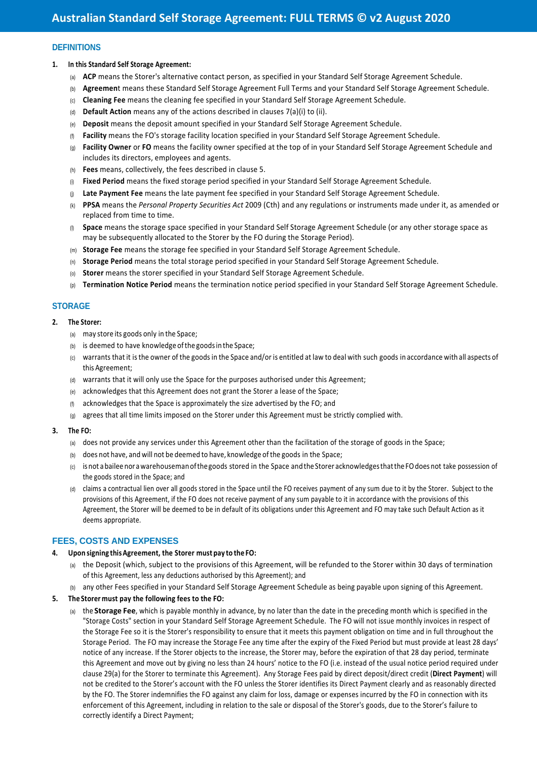# Australian Standard Self Storage Agreement: FULL TERMS © v2 August 2020

## DEFINITIONS

**1. In this Standard Self Storage Agreement:**

(a) **ACP** means the Storer's alternative contact person, as specified in your Standard Self Storage Agreement Schedule.

(b) **Agreement** means these Standard Self Storage Agreement Full Terms and your Standard Self Storage Agreement Schedule.

(c) **Cleaning Fee** means the cleaning fee specified in your Standard Self Storage Agreement Schedule.

(d) **Default Action** means any of the actions described in clauses 7(a)(i) to (ii).

(e) **Deposit** means the deposit amount specified in your Standard Self Storage Agreement Schedule.

(f) **Facility** means the FO's storage facility location specified in your Standard Self Storage Agreement Schedule.

(g) **Facility Owner** or **FO** means the facility owner specified at the top of in your Standard Self Storage Agreement Schedule and includes its directors, employees and agents.

(h) **Fees** means, collectively, the fees described in clause 5.

(i) **Fixed Period** means the fixed storage period specified in your Standard Self Storage Agreement Schedule.

(j) **Late Payment Fee** means the late payment fee specified in your Standard Self Storage Agreement Schedule.

(k) **PPSA** means the *Personal Property Securities Act* 2009 (Cth) and any regulations or instruments made under it, as amended or replaced from time to time.

(l) **Space** means the storage space specified in your Standard Self Storage Agreement Schedule (or any other storage space as may be subsequently allocated to the Storer by the FO during the Storage Period).

(m) **Storage Fee** means the storage fee specified in your Standard Self Storage Agreement Schedule.

(n) **Storage Period** means the total storage period specified in your Standard Self Storage Agreement Schedule.

(o) **Storer** means the storer specified in your Standard Self Storage Agreement Schedule.

(p) **Termination Notice Period** means the termination notice period specified in your Standard Self Storage Agreement Schedule.

## STORAGE

**2. The Storer:**

(a) may store its goods only in the Space;

(b) is deemed to have knowledge of the goods in the Space;

(c) warrants that it is the owner of the goods in the Space and/or is entitled at law to deal with such goods in accordance with all aspects of this Agreement;

(d) warrants that it will only use the Space for the purposes authorised under this Agreement;

(e) acknowledges that this Agreement does not grant the Storer a lease of the Space;

(f) acknowledges that the Space is approximately the size advertised by the FO; and

(g) agrees that all time limits imposed on the Storer under this Agreement must be strictly complied with.

**3. The FO:**

(a) does not provide any services under this Agreement other than the facilitation of the storage of goods in the Space;

(b) does not have, and will not be deemed to have, knowledge of the goods in the Space;

(c) is not a bailee nor a warehouseman of the goods stored in the Space and the Storer acknowledges that the FO does not take possession of the goods stored in the Space; and

(d) claims a contractual lien over all goods stored in the Space until the FO receives payment of any sum due to it by the Storer. Subject to the provisions of this Agreement, if the FO does not receive payment of any sum payable to it in accordance with the provisions of this Agreement, the Storer will be deemed to be in default of its obligations under this Agreement and FO may take such Default Action as it deems appropriate.

## FEES, COSTS AND EXPENSES

**4. Upon signing this Agreement, the Storer must pay to the FO:**

(a) the Deposit (which, subject to the provisions of this Agreement, will be refunded to the Storer within 30 days of termination of this Agreement, less any deductions authorised by this Agreement); and

(b) any other Fees specified in your Standard Self Storage Agreement Schedule as being payable upon signing of this Agreement.

**5. The Storer must pay the following fees to the FO:**

(a) the **Storage Fee**, which is payable monthly in advance, by no later than the date in the preceding month which is specified in the "Storage Costs" section in your Standard Self Storage Agreement Schedule. The FO will not issue monthly invoices in respect of the Storage Fee so it is the Storer's responsibility to ensure that it meets this payment obligation on time and in full throughout the Storage Period. The FO may increase the Storage Fee any time after the expiry of the Fixed Period but must provide at least 28 days' notice of any increase. If the Storer objects to the increase, the Storer may, before the expiration of that 28 day period, terminate this Agreement and move out by giving no less than 24 hours' notice to the FO (i.e. instead of the usual notice period required under clause 29(a) for the Storer to terminate this Agreement). Any Storage Fees paid by direct deposit/direct credit (**Direct Payment**) will not be credited to the Storer's account with the FO unless the Storer identifies its Direct Payment clearly and as reasonably directed by the FO. The Storer indemnifies the FO against any claim for loss, damage or expenses incurred by the FO in connection with its enforcement of this Agreement, including in relation to the sale or disposal of the Storer's goods, due to the Storer's failure to correctly identify a Direct Payment;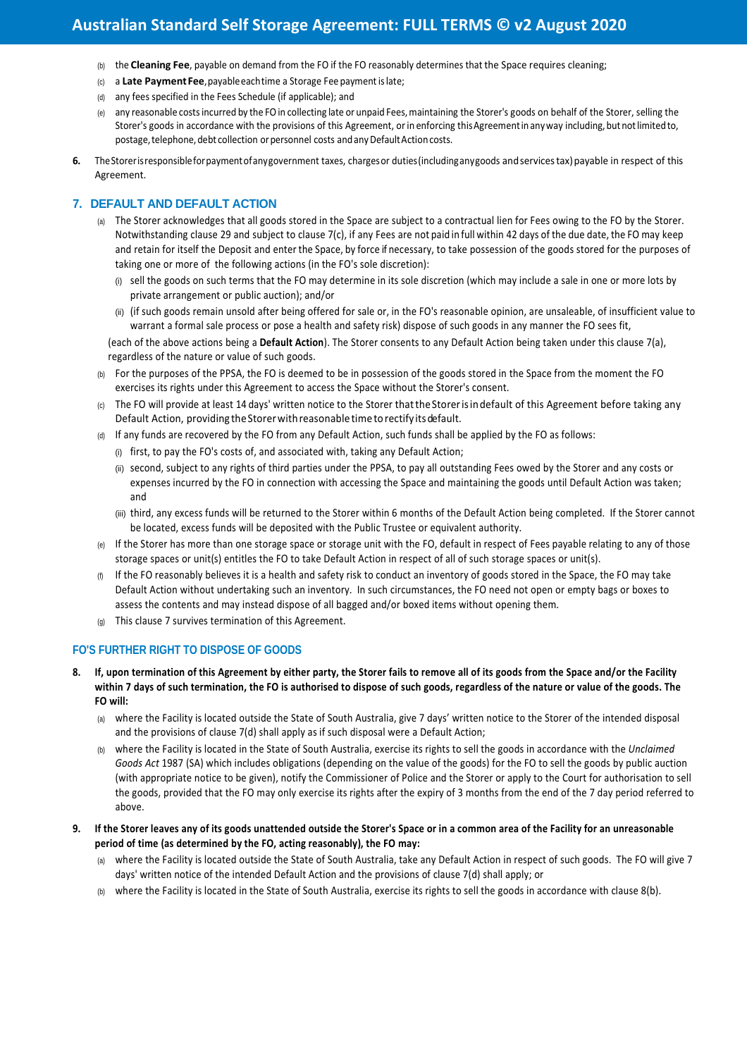(b) the **Cleaning Fee**, payable on demand from the FO if the FO reasonably determines that the Space requires cleaning;

(c) a **Late Payment Fee**, payable each time a Storage Fee payment is late;

(d) any fees specified in the Fees Schedule (if applicable); and

(e) any reasonable costs incurred by the FO in collecting late or unpaid Fees, maintaining the Storer's goods on behalf of the Storer, selling the Storer's goods in accordance with the provisions of this Agreement, or in enforcing this Agreement in any way including, but not limited to, postage, telephone, debt collection or personnel costs and any Default Action costs.

**6.** The Storer is responsible for payment of any government taxes, charges or duties (including any goods and services tax) payable in respect of this Agreement.

## 7. DEFAULT AND DEFAULT ACTION

(a) The Storer acknowledges that all goods stored in the Space are subject to a contractual lien for Fees owing to the FO by the Storer. Notwithstanding clause 29 and subject to clause 7(c), if any Fees are not paid in full within 42 days of the due date, the FO may keep and retain for itself the Deposit and enter the Space, by force if necessary, to take possession of the goods stored for the purposes of taking one or more of the following actions (in the FO's sole discretion):

(i) sell the goods on such terms that the FO may determine in its sole discretion (which may include a sale in one or more lots by private arrangement or public auction); and/or

(ii) (if such goods remain unsold after being offered for sale or, in the FO's reasonable opinion, are unsaleable, of insufficient value to warrant a formal sale process or pose a health and safety risk) dispose of such goods in any manner the FO sees fit,

(each of the above actions being a **Default Action**). The Storer consents to any Default Action being taken under this clause 7(a), regardless of the nature or value of such goods.

(b) For the purposes of the PPSA, the FO is deemed to be in possession of the goods stored in the Space from the moment the FO exercises its rights under this Agreement to access the Space without the Storer's consent.

(c) The FO will provide at least 14 days' written notice to the Storer that the Storer is in default of this Agreement before taking any Default Action, providing the Storer with reasonable time to rectify its default.

(d) If any funds are recovered by the FO from any Default Action, such funds shall be applied by the FO as follows:

(i) first, to pay the FO's costs of, and associated with, taking any Default Action;

(ii) second, subject to any rights of third parties under the PPSA, to pay all outstanding Fees owed by the Storer and any costs or expenses incurred by the FO in connection with accessing the Space and maintaining the goods until Default Action was taken; and

(iii) third, any excess funds will be returned to the Storer within 6 months of the Default Action being completed. If the Storer cannot be located, excess funds will be deposited with the Public Trustee or equivalent authority.

(e) If the Storer has more than one storage space or storage unit with the FO, default in respect of Fees payable relating to any of those storage spaces or unit(s) entitles the FO to take Default Action in respect of all of such storage spaces or unit(s).

(f) If the FO reasonably believes it is a health and safety risk to conduct an inventory of goods stored in the Space, the FO may take Default Action without undertaking such an inventory. In such circumstances, the FO need not open or empty bags or boxes to assess the contents and may instead dispose of all bagged and/or boxed items without opening them.

(g) This clause 7 survives termination of this Agreement.

### FO'S FURTHER RIGHT TO DISPOSE OF GOODS

**8. If, upon termination of this Agreement by either party, the Storer fails to remove all of its goods from the Space and/or the Facility within 7 days of such termination, the FO is authorised to dispose of such goods, regardless of the nature or value of the goods. The FO will:**

(a) where the Facility is located outside the State of South Australia, give 7 days' written notice to the Storer of the intended disposal and the provisions of clause 7(d) shall apply as if such disposal were a Default Action;

(b) where the Facility is located in the State of South Australia, exercise its rights to sell the goods in accordance with the *Unclaimed Goods Act* 1987 (SA) which includes obligations (depending on the value of the goods) for the FO to sell the goods by public auction (with appropriate notice to be given), notify the Commissioner of Police and the Storer or apply to the Court for authorisation to sell the goods, provided that the FO may only exercise its rights after the expiry of 3 months from the end of the 7 day period referred to above.

**9. If the Storer leaves any of its goods unattended outside the Storer's Space or in a common area of the Facility for an unreasonable period of time (as determined by the FO, acting reasonably), the FO may:**

(a) where the Facility is located outside the State of South Australia, take any Default Action in respect of such goods. The FO will give 7 days' written notice of the intended Default Action and the provisions of clause 7(d) shall apply; or

(b) where the Facility is located in the State of South Australia, exercise its rights to sell the goods in accordance with clause 8(b).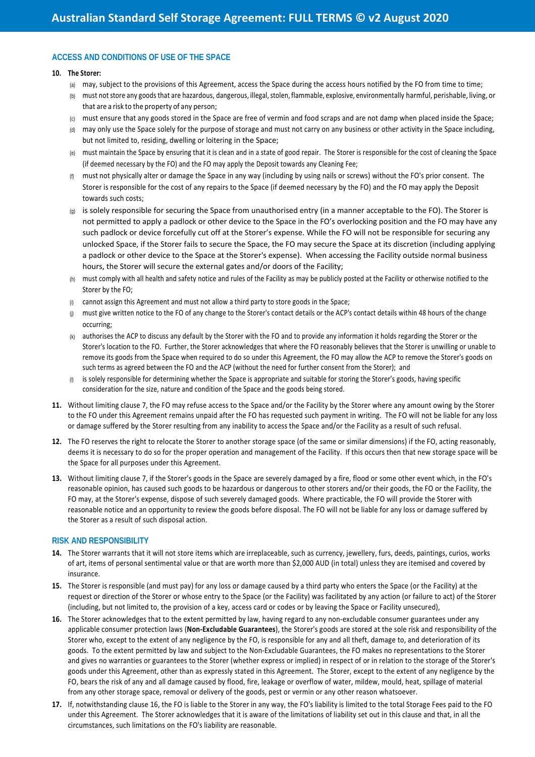## ACCESS AND CONDITIONS OF USE OF THE SPACE

**10. The Storer:**

(a) may, subject to the provisions of this Agreement, access the Space during the access hours notified by the FO from time to time;

(b) must not store any goods that are hazardous, dangerous, illegal, stolen, flammable, explosive, environmentally harmful, perishable, living, or that are a risk to the property of any person;

(c) must ensure that any goods stored in the Space are free of vermin and food scraps and are not damp when placed inside the Space;

(d) may only use the Space solely for the purpose of storage and must not carry on any business or other activity in the Space including, but not limited to, residing, dwelling or loitering in the Space;

(e) must maintain the Space by ensuring that it is clean and in a state of good repair. The Storer is responsible for the cost of cleaning the Space (if deemed necessary by the FO) and the FO may apply the Deposit towards any Cleaning Fee;

(f) must not physically alter or damage the Space in any way (including by using nails or screws) without the FO's prior consent. The Storer is responsible for the cost of any repairs to the Space (if deemed necessary by the FO) and the FO may apply the Deposit towards such costs;

(g) is solely responsible for securing the Space from unauthorised entry (in a manner acceptable to the FO). The Storer is not permitted to apply a padlock or other device to the Space in the FO's overlocking position and the FO may have any such padlock or device forcefully cut off at the Storer's expense. While the FO will not be responsible for securing any unlocked Space, if the Storer fails to secure the Space, the FO may secure the Space at its discretion (including applying a padlock or other device to the Space at the Storer's expense). When accessing the Facility outside normal business hours, the Storer will secure the external gates and/or doors of the Facility;

(h) must comply with all health and safety notice and rules of the Facility as may be publicly posted at the Facility or otherwise notified to the Storer by the FO;

(i) cannot assign this Agreement and must not allow a third party to store goods in the Space;

(j) must give written notice to the FO of any change to the Storer's contact details or the ACP's contact details within 48 hours of the change occurring;

(k) authorises the ACP to discuss any default by the Storer with the FO and to provide any information it holds regarding the Storer or the Storer's location to the FO. Further, the Storer acknowledges that where the FO reasonably believes that the Storer is unwilling or unable to remove its goods from the Space when required to do so under this Agreement, the FO may allow the ACP to remove the Storer's goods on such terms as agreed between the FO and the ACP (without the need for further consent from the Storer); and

(l) is solely responsible for determining whether the Space is appropriate and suitable for storing the Storer's goods, having specific consideration for the size, nature and condition of the Space and the goods being stored.

**11.** Without limiting clause 7, the FO may refuse access to the Space and/or the Facility by the Storer where any amount owing by the Storer to the FO under this Agreement remains unpaid after the FO has requested such payment in writing. The FO will not be liable for any loss or damage suffered by the Storer resulting from any inability to access the Space and/or the Facility as a result of such refusal.

**12.** The FO reserves the right to relocate the Storer to another storage space (of the same or similar dimensions) if the FO, acting reasonably, deems it is necessary to do so for the proper operation and management of the Facility. If this occurs then that new storage space will be the Space for all purposes under this Agreement.

**13.** Without limiting clause 7, if the Storer's goods in the Space are severely damaged by a fire, flood or some other event which, in the FO's reasonable opinion, has caused such goods to be hazardous or dangerous to other storers and/or their goods, the FO or the Facility, the FO may, at the Storer's expense, dispose of such severely damaged goods. Where practicable, the FO will provide the Storer with reasonable notice and an opportunity to review the goods before disposal. The FO will not be liable for any loss or damage suffered by the Storer as a result of such disposal action.

## RISK AND RESPONSIBILITY

**14.** The Storer warrants that it will not store items which are irreplaceable, such as currency, jewellery, furs, deeds, paintings, curios, works of art, items of personal sentimental value or that are worth more than $2,000 AUD (in total) unless they are itemised and covered by insurance.

**15.** The Storer is responsible (and must pay) for any loss or damage caused by a third party who enters the Space (or the Facility) at the request or direction of the Storer, or whose entry to the Space (or the Facility) was facilitated by any action (or failure to act) of the Storer (including, but not limited to, the provision of a key, access card or codes or by leaving the Space or Facility unsecured),

**16.** The Storer acknowledges that to the extent permitted by law, having regard to any non-excludable consumer guarantees under any applicable consumer protection laws (**Non-Excludable Guarantees**), the Storer's goods are stored at the sole risk and responsibility of the Storer who, except to the extent of any negligence by the FO, is responsible for any and all theft, damage to, and deterioration of its goods. To the extent permitted by law and subject to the Non-Excludable Guarantees, the FO makes no representations to the Storer and gives no warranties or guarantees to the Storer (whether express or implied) in respect of or in relation to the storage of the Storer's goods under this Agreement, other than as expressly stated in this Agreement. The Storer, except to the extent of any negligence by the FO, bears the risk of any and all damage caused by flood, fire, leakage or overflow of water, mildew, mould, heat, spillage of material from any other storage space, removal or delivery of the goods, pest or vermin or any other reason whatsoever.

**17.** If, notwithstanding clause 16, the FO is liable to the Storer in any way, the FO's liability is limited to the total Storage Fees paid to the FO under this Agreement. The Storer acknowledges that it is aware of the limitations of liability set out in this clause and that, in all the circumstances, such limitations on the FO's liability are reasonable.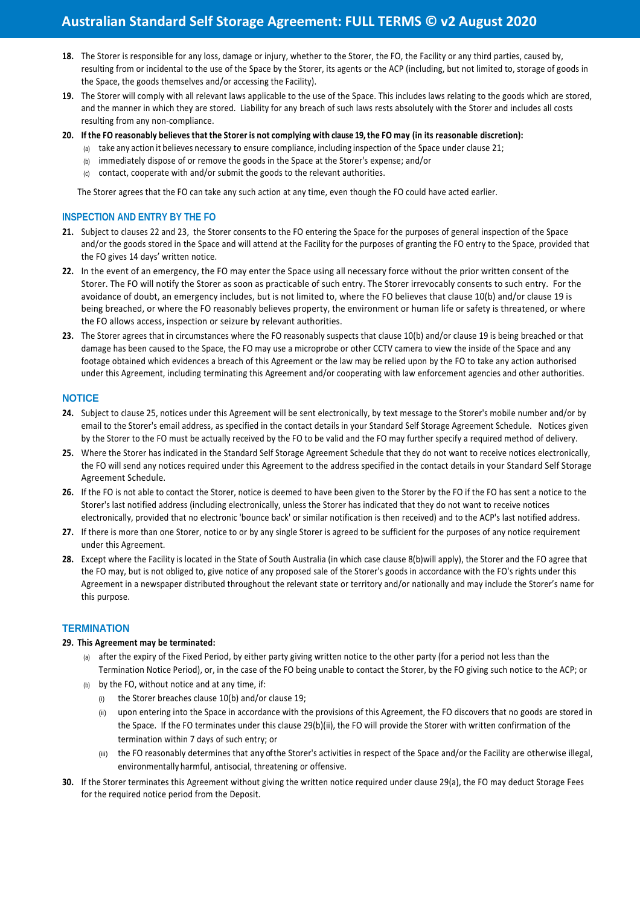18. The Storer is responsible for any loss, damage or injury, whether to the Storer, the FO, the Facility or any third parties, caused by, resulting from or incidental to the use of the Space by the Storer, its agents or the ACP (including, but not limited to, storage of goods in the Space, the goods themselves and/or accessing the Facility).

19. The Storer will comply with all relevant laws applicable to the use of the Space. This includes laws relating to the goods which are stored, and the manner in which they are stored. Liability for any breach of such laws rests absolutely with the Storer and includes all costs resulting from any non-compliance.

20. **If the FO reasonably believes that the Storer is not complying with clause 19, the FO may (in its reasonable discretion):**
    (a) take any action it believes necessary to ensure compliance, including inspection of the Space under clause 21;
    (b) immediately dispose of or remove the goods in the Space at the Storer's expense; and/or
    (c) contact, cooperate with and/or submit the goods to the relevant authorities.

    The Storer agrees that the FO can take any such action at any time, even though the FO could have acted earlier.

## INSPECTION AND ENTRY BY THE FO

21. Subject to clauses 22 and 23, the Storer consents to the FO entering the Space for the purposes of general inspection of the Space and/or the goods stored in the Space and will attend at the Facility for the purposes of granting the FO entry to the Space, provided that the FO gives 14 days' written notice.

22. In the event of an emergency, the FO may enter the Space using all necessary force without the prior written consent of the Storer. The FO will notify the Storer as soon as practicable of such entry. The Storer irrevocably consents to such entry. For the avoidance of doubt, an emergency includes, but is not limited to, where the FO believes that clause 10(b) and/or clause 19 is being breached, or where the FO reasonably believes property, the environment or human life or safety is threatened, or where the FO allows access, inspection or seizure by relevant authorities.

23. The Storer agrees that in circumstances where the FO reasonably suspects that clause 10(b) and/or clause 19 is being breached or that damage has been caused to the Space, the FO may use a microprobe or other CCTV camera to view the inside of the Space and any footage obtained which evidences a breach of this Agreement or the law may be relied upon by the FO to take any action authorised under this Agreement, including terminating this Agreement and/or cooperating with law enforcement agencies and other authorities.

## NOTICE

24. Subject to clause 25, notices under this Agreement will be sent electronically, by text message to the Storer's mobile number and/or by email to the Storer's email address, as specified in the contact details in your Standard Self Storage Agreement Schedule. Notices given by the Storer to the FO must be actually received by the FO to be valid and the FO may further specify a required method of delivery.

25. Where the Storer has indicated in the Standard Self Storage Agreement Schedule that they do not want to receive notices electronically, the FO will send any notices required under this Agreement to the address specified in the contact details in your Standard Self Storage Agreement Schedule.

26. If the FO is not able to contact the Storer, notice is deemed to have been given to the Storer by the FO if the FO has sent a notice to the Storer's last notified address (including electronically, unless the Storer has indicated that they do not want to receive notices electronically, provided that no electronic 'bounce back' or similar notification is then received) and to the ACP's last notified address.

27. If there is more than one Storer, notice to or by any single Storer is agreed to be sufficient for the purposes of any notice requirement under this Agreement.

28. Except where the Facility is located in the State of South Australia (in which case clause 8(b)will apply), the Storer and the FO agree that the FO may, but is not obliged to, give notice of any proposed sale of the Storer's goods in accordance with the FO's rights under this Agreement in a newspaper distributed throughout the relevant state or territory and/or nationally and may include the Storer's name for this purpose.

## TERMINATION

29. **This Agreement may be terminated:**
    (a) after the expiry of the Fixed Period, by either party giving written notice to the other party (for a period not less than the Termination Notice Period), or, in the case of the FO being unable to contact the Storer, by the FO giving such notice to the ACP; or
    (b) by the FO, without notice and at any time, if:
        (i) the Storer breaches clause 10(b) and/or clause 19;
        (ii) upon entering into the Space in accordance with the provisions of this Agreement, the FO discovers that no goods are stored in the Space. If the FO terminates under this clause 29(b)(ii), the FO will provide the Storer with written confirmation of the termination within 7 days of such entry; or
        (iii) the FO reasonably determines that any of the Storer's activities in respect of the Space and/or the Facility are otherwise illegal, environmentally harmful, antisocial, threatening or offensive.

30. If the Storer terminates this Agreement without giving the written notice required under clause 29(a), the FO may deduct Storage Fees for the required notice period from the Deposit.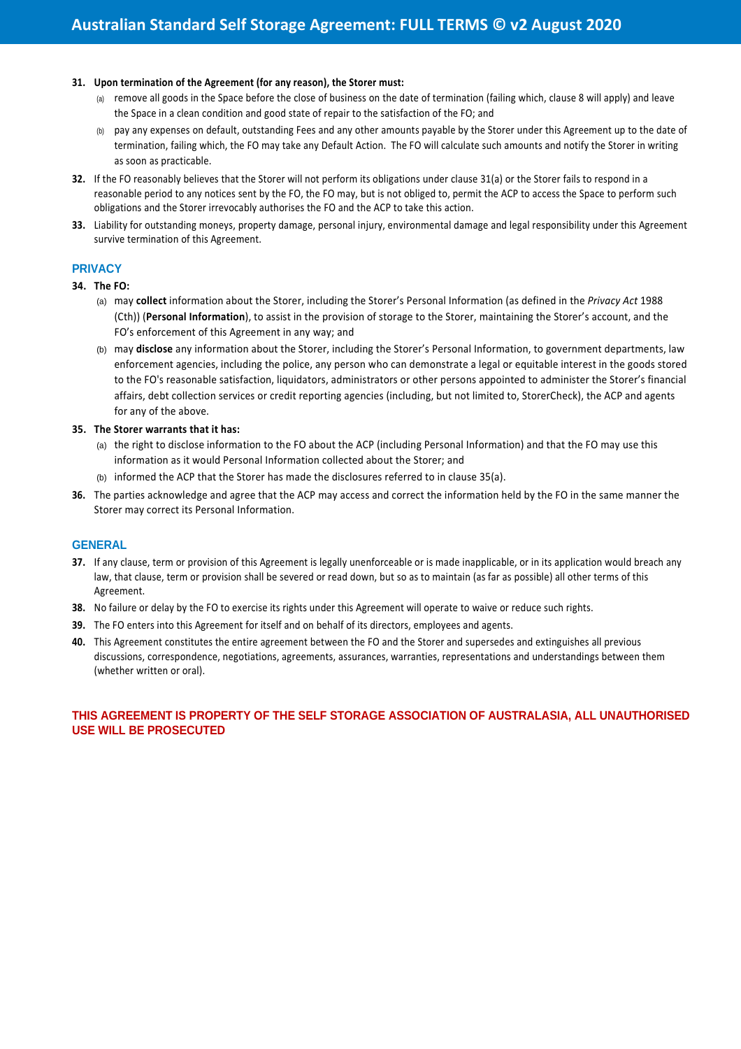**31. Upon termination of the Agreement (for any reason), the Storer must:**

(a) remove all goods in the Space before the close of business on the date of termination (failing which, clause 8 will apply) and leave the Space in a clean condition and good state of repair to the satisfaction of the FO; and

(b) pay any expenses on default, outstanding Fees and any other amounts payable by the Storer under this Agreement up to the date of termination, failing which, the FO may take any Default Action. The FO will calculate such amounts and notify the Storer in writing as soon as practicable.

**32.** If the FO reasonably believes that the Storer will not perform its obligations under clause 31(a) or the Storer fails to respond in a reasonable period to any notices sent by the FO, the FO may, but is not obliged to, permit the ACP to access the Space to perform such obligations and the Storer irrevocably authorises the FO and the ACP to take this action.

**33.** Liability for outstanding moneys, property damage, personal injury, environmental damage and legal responsibility under this Agreement survive termination of this Agreement.

## PRIVACY

**34. The FO:**

(a) may **collect** information about the Storer, including the Storer's Personal Information (as defined in the *Privacy Act* 1988 (Cth)) (**Personal Information**), to assist in the provision of storage to the Storer, maintaining the Storer's account, and the FO's enforcement of this Agreement in any way; and

(b) may **disclose** any information about the Storer, including the Storer's Personal Information, to government departments, law enforcement agencies, including the police, any person who can demonstrate a legal or equitable interest in the goods stored to the FO's reasonable satisfaction, liquidators, administrators or other persons appointed to administer the Storer's financial affairs, debt collection services or credit reporting agencies (including, but not limited to, StorerCheck), the ACP and agents for any of the above.

**35. The Storer warrants that it has:**

(a) the right to disclose information to the FO about the ACP (including Personal Information) and that the FO may use this information as it would Personal Information collected about the Storer; and

(b) informed the ACP that the Storer has made the disclosures referred to in clause 35(a).

**36.** The parties acknowledge and agree that the ACP may access and correct the information held by the FO in the same manner the Storer may correct its Personal Information.

## GENERAL

**37.** If any clause, term or provision of this Agreement is legally unenforceable or is made inapplicable, or in its application would breach any law, that clause, term or provision shall be severed or read down, but so as to maintain (as far as possible) all other terms of this Agreement.

**38.** No failure or delay by the FO to exercise its rights under this Agreement will operate to waive or reduce such rights.

**39.** The FO enters into this Agreement for itself and on behalf of its directors, employees and agents.

**40.** This Agreement constitutes the entire agreement between the FO and the Storer and supersedes and extinguishes all previous discussions, correspondence, negotiations, agreements, assurances, warranties, representations and understandings between them (whether written or oral).

**THIS AGREEMENT IS PROPERTY OF THE SELF STORAGE ASSOCIATION OF AUSTRALASIA, ALL UNAUTHORISED USE WILL BE PROSECUTED**